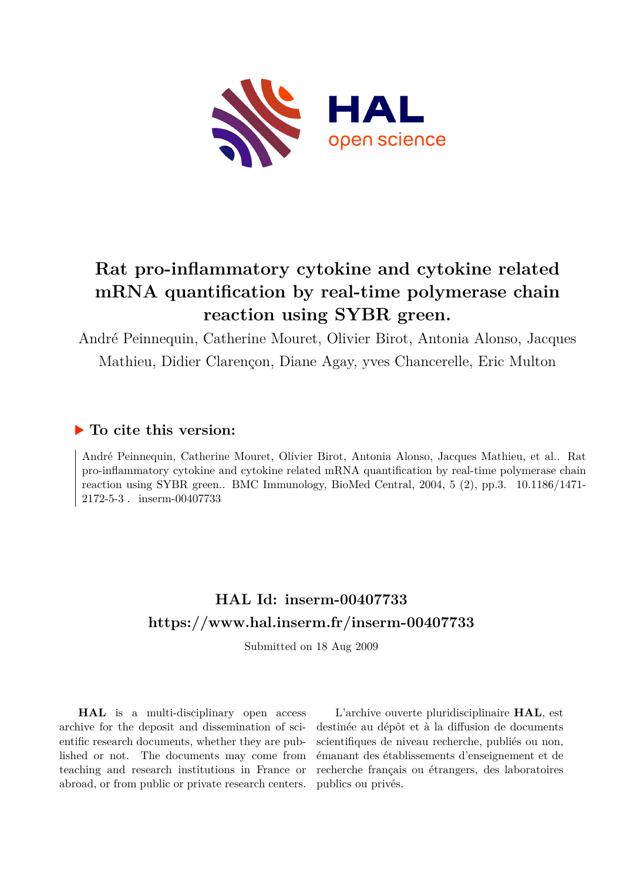# Rat pro-inflammatory cytokine and cytokine related mRNA quantification by real-time polymerase chain reaction using SYBR green.

André Peinnequin, Catherine Mouret, Olivier Birot, Antonia Alonso, Jacques Mathieu, Didier Clarençon, Diane Agay, yves Chancerelle, Eric Multon

## ▶ To cite this version:

André Peinnequin, Catherine Mouret, Olivier Birot, Antonia Alonso, Jacques Mathieu, et al.. Rat pro-inflammatory cytokine and cytokine related mRNA quantification by real-time polymerase chain reaction using SYBR green.. BMC Immunology, BioMed Central, 2004, 5 (2), pp.3. 10.1186/1471-2172-5-3 . inserm-00407733

## HAL Id: inserm-00407733
## https://www.hal.inserm.fr/inserm-00407733

Submitted on 18 Aug 2009

**HAL** is a multi-disciplinary open access archive for the deposit and dissemination of scientific research documents, whether they are published or not. The documents may come from teaching and research institutions in France or abroad, or from public or private research centers.

L'archive ouverte pluridisciplinaire **HAL**, est destinée au dépôt et à la diffusion de documents scientifiques de niveau recherche, publiés ou non, émanant des établissements d'enseignement et de recherche français ou étrangers, des laboratoires publics ou privés.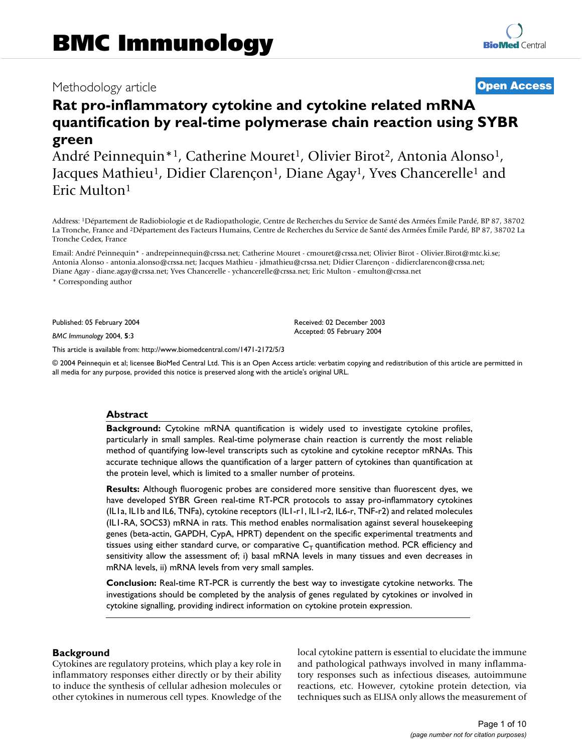# BMC Immunology

Methodology article

**Open Access**

# Rat pro-inflammatory cytokine and cytokine related mRNA quantification by real-time polymerase chain reaction using SYBR green

André Peinnequin*[1], Catherine Mouret[1], Olivier Birot[2], Antonia Alonso[1], Jacques Mathieu[1], Didier Clarençon[1], Diane Agay[1], Yves Chancerelle[1] and Eric Multon[1]

Address: [1]Département de Radiobiologie et de Radiopathologie, Centre de Recherches du Service de Santé des Armées Émile Pardé, BP 87, 38702 La Tronche, France and [2]Département des Facteurs Humains, Centre de Recherches du Service de Santé des Armées Émile Pardé, BP 87, 38702 La Tronche Cedex, France

Email: André Peinnequin* - andrepeinnequin@crssa.net; Catherine Mouret - cmouret@crssa.net; Olivier Birot - Olivier.Birot@mtc.ki.se; Antonia Alonso - antonia.alonso@crssa.net; Jacques Mathieu - jdmathieu@crssa.net; Didier Clarençon - didierclarencon@crssa.net; Diane Agay - diane.agay@crssa.net; Yves Chancerelle - ychancerelle@crssa.net; Eric Multon - emulton@crssa.net

* Corresponding author

Published: 05 February 2004

*BMC Immunology* 2004, **5**:3

Received: 02 December 2003
Accepted: 05 February 2004

This article is available from: http://www.biomedcentral.com/1471-2172/5/3

© 2004 Peinnequin et al; licensee BioMed Central Ltd. This is an Open Access article: verbatim copying and redistribution of this article are permitted in all media for any purpose, provided this notice is preserved along with the article's original URL.

## Abstract

**Background:** Cytokine mRNA quantification is widely used to investigate cytokine profiles, particularly in small samples. Real-time polymerase chain reaction is currently the most reliable method of quantifying low-level transcripts such as cytokine and cytokine receptor mRNAs. This accurate technique allows the quantification of a larger pattern of cytokines than quantification at the protein level, which is limited to a smaller number of proteins.

**Results:** Although fluorogenic probes are considered more sensitive than fluorescent dyes, we have developed SYBR Green real-time RT-PCR protocols to assay pro-inflammatory cytokines (IL1a, IL1b and IL6, TNFa), cytokine receptors (IL1-r1, IL1-r2, IL6-r, TNF-r2) and related molecules (IL1-RA, SOCS3) mRNA in rats. This method enables normalisation against several housekeeping genes (beta-actin, GAPDH, CypA, HPRT) dependent on the specific experimental treatments and tissues using either standard curve, or comparative $C_T$ quantification method. PCR efficiency and sensitivity allow the assessment of; i) basal mRNA levels in many tissues and even decreases in mRNA levels, ii) mRNA levels from very small samples.

**Conclusion:** Real-time RT-PCR is currently the best way to investigate cytokine networks. The investigations should be completed by the analysis of genes regulated by cytokines or involved in cytokine signalling, providing indirect information on cytokine protein expression.

## Background

Cytokines are regulatory proteins, which play a key role in inflammatory responses either directly or by their ability to induce the synthesis of cellular adhesion molecules or other cytokines in numerous cell types. Knowledge of the local cytokine pattern is essential to elucidate the immune and pathological pathways involved in many inflammatory responses such as infectious diseases, autoimmune reactions, etc. However, cytokine protein detection, via techniques such as ELISA only allows the measurement of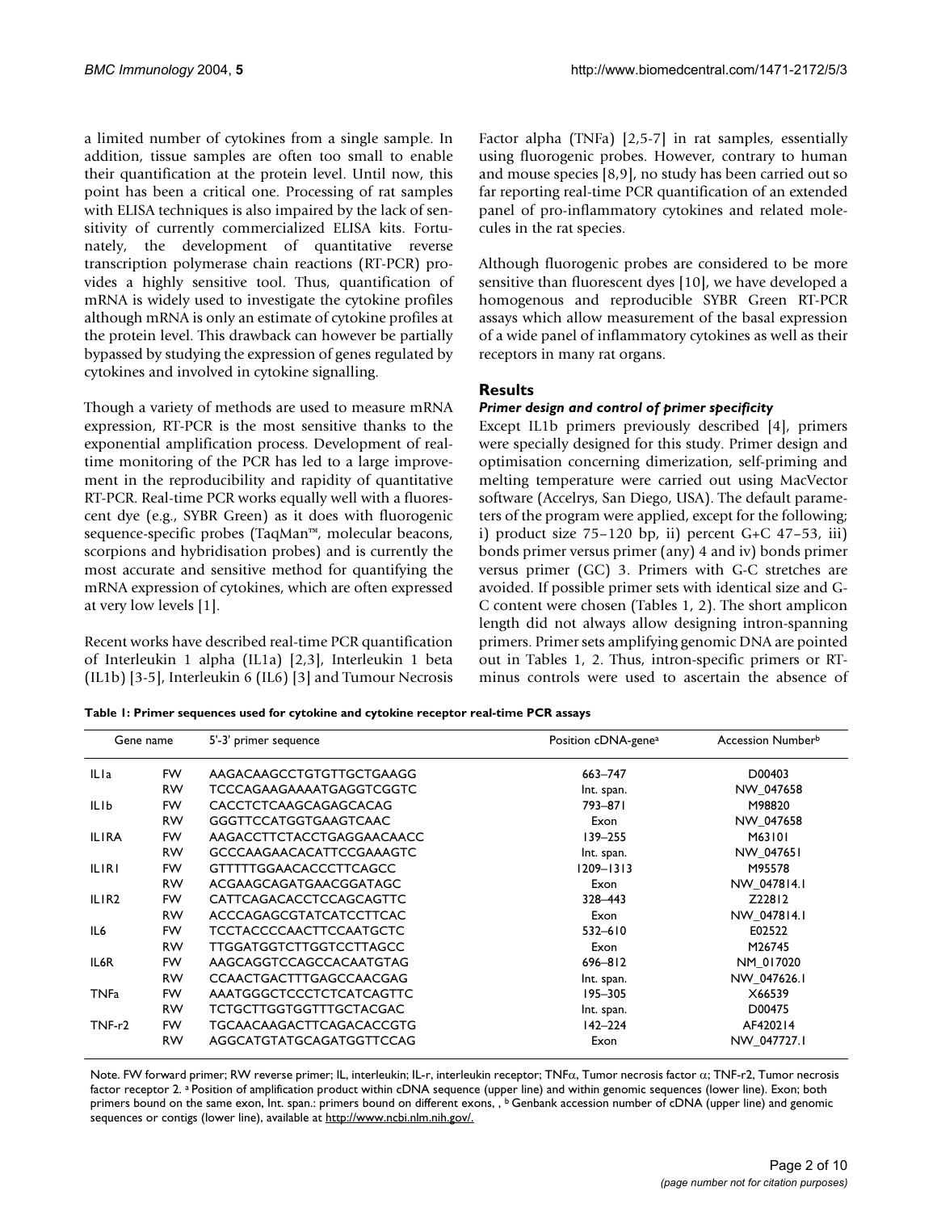a limited number of cytokines from a single sample. In addition, tissue samples are often too small to enable their quantification at the protein level. Until now, this point has been a critical one. Processing of rat samples with ELISA techniques is also impaired by the lack of sensitivity of currently commercialized ELISA kits. Fortunately, the development of quantitative reverse transcription polymerase chain reactions (RT-PCR) provides a highly sensitive tool. Thus, quantification of mRNA is widely used to investigate the cytokine profiles although mRNA is only an estimate of cytokine profiles at the protein level. This drawback can however be partially bypassed by studying the expression of genes regulated by cytokines and involved in cytokine signalling.

Though a variety of methods are used to measure mRNA expression, RT-PCR is the most sensitive thanks to the exponential amplification process. Development of real-time monitoring of the PCR has led to a large improvement in the reproducibility and rapidity of quantitative RT-PCR. Real-time PCR works equally well with a fluorescent dye (e.g., SYBR Green) as it does with fluorogenic sequence-specific probes (TaqMan™, molecular beacons, scorpions and hybridisation probes) and is currently the most accurate and sensitive method for quantifying the mRNA expression of cytokines, which are often expressed at very low levels [1].

Recent works have described real-time PCR quantification of Interleukin 1 alpha (IL1a) [2,3], Interleukin 1 beta (IL1b) [3-5], Interleukin 6 (IL6) [3] and Tumour Necrosis Factor alpha (TNFa) [2,5-7] in rat samples, essentially using fluorogenic probes. However, contrary to human and mouse species [8,9], no study has been carried out so far reporting real-time PCR quantification of an extended panel of pro-inflammatory cytokines and related molecules in the rat species.

Although fluorogenic probes are considered to be more sensitive than fluorescent dyes [10], we have developed a homogenous and reproducible SYBR Green RT-PCR assays which allow measurement of the basal expression of a wide panel of inflammatory cytokines as well as their receptors in many rat organs.

## Results

### *Primer design and control of primer specificity*

Except IL1b primers previously described [4], primers were specially designed for this study. Primer design and optimisation concerning dimerization, self-priming and melting temperature were carried out using MacVector software (Accelrys, San Diego, USA). The default parameters of the program were applied, except for the following; i) product size 75–120 bp, ii) percent G+C 47–53, iii) bonds primer versus primer (any) 4 and iv) bonds primer versus primer (GC) 3. Primers with G-C stretches are avoided. If possible primer sets with identical size and G-C content were chosen (Tables 1, 2). The short amplicon length did not always allow designing intron-spanning primers. Primer sets amplifying genomic DNA are pointed out in Tables 1, 2. Thus, intron-specific primers or RT-minus controls were used to ascertain the absence of

**Table 1: Primer sequences used for cytokine and cytokine receptor real-time PCR assays**

| Gene name | | 5'-3' primer sequence | Position cDNA-gene[a] | Accession Number[b] |
|---|---|---|---|---|
| IL1a | FW | AAGACAAGCCTGTGTTGCTGAAGG | 663–747 | D00403 |
| | RW | TCCCAGAAGAAAATGAGGTCGGTC | Int. span. | NW_047658 |
| IL1b | FW | CACCTCTCAAGCAGAGCACAG | 793–871 | M98820 |
| | RW | GGGTTCCATGGTGAAGTCAAC | Exon | NW_047658 |
| IL1RA | FW | AAGACCTTCTACCTGAGGAACAACC | 139–255 | M63101 |
| | RW | GCCCAAGAACACATTCCGAAAGTC | Int. span. | NW_047651 |
| IL1R1 | FW | GTTTTTGGAACACCCTTCAGCC | 1209–1313 | M95578 |
| | RW | ACGAAGCAGATGAACGGATAGC | Exon | NW_047814.1 |
| IL1R2 | FW | CATTCAGACACCTCCAGCAGTTC | 328–443 | Z22812 |
| | RW | ACCCAGAGCGTATCATCCTTCAC | Exon | NW_047814.1 |
| IL6 | FW | TCCTACCCCAACTTCCAATGCTC | 532–610 | E02522 |
| | RW | TTGGATGGTCTTGGTCCTTAGCC | Exon | M26745 |
| IL6R | FW | AAGCAGGTCCAGCCACAATGTAG | 696–812 | NM_017020 |
| | RW | CCAACTGACTTTGAGCCAACGAG | Int. span. | NW_047626.1 |
| TNFa | FW | AAATGGGCTCCCTCTCATCAGTTC | 195–305 | X66539 |
| | RW | TCTGCTTGGTGGTTTGCTACGAC | Int. span. | D00475 |
| TNF-r2 | FW | TGCAACAAGACTTCAGACACCGTG | 142–224 | AF420214 |
| | RW | AGGCATGTATGCAGATGGTTCCAG | Exon | NW_047727.1 |

Note. FW forward primer; RW reverse primer; IL, interleukin; IL-r, interleukin receptor; TNFα, Tumor necrosis factor α; TNF-r2, Tumor necrosis factor receptor 2. [a] Position of amplification product within cDNA sequence (upper line) and within genomic sequences (lower line). Exon; both primers bound on the same exon, Int. span.: primers bound on different exons, , [b] Genbank accession number of cDNA (upper line) and genomic sequences or contigs (lower line), available at http://www.ncbi.nlm.nih.gov/.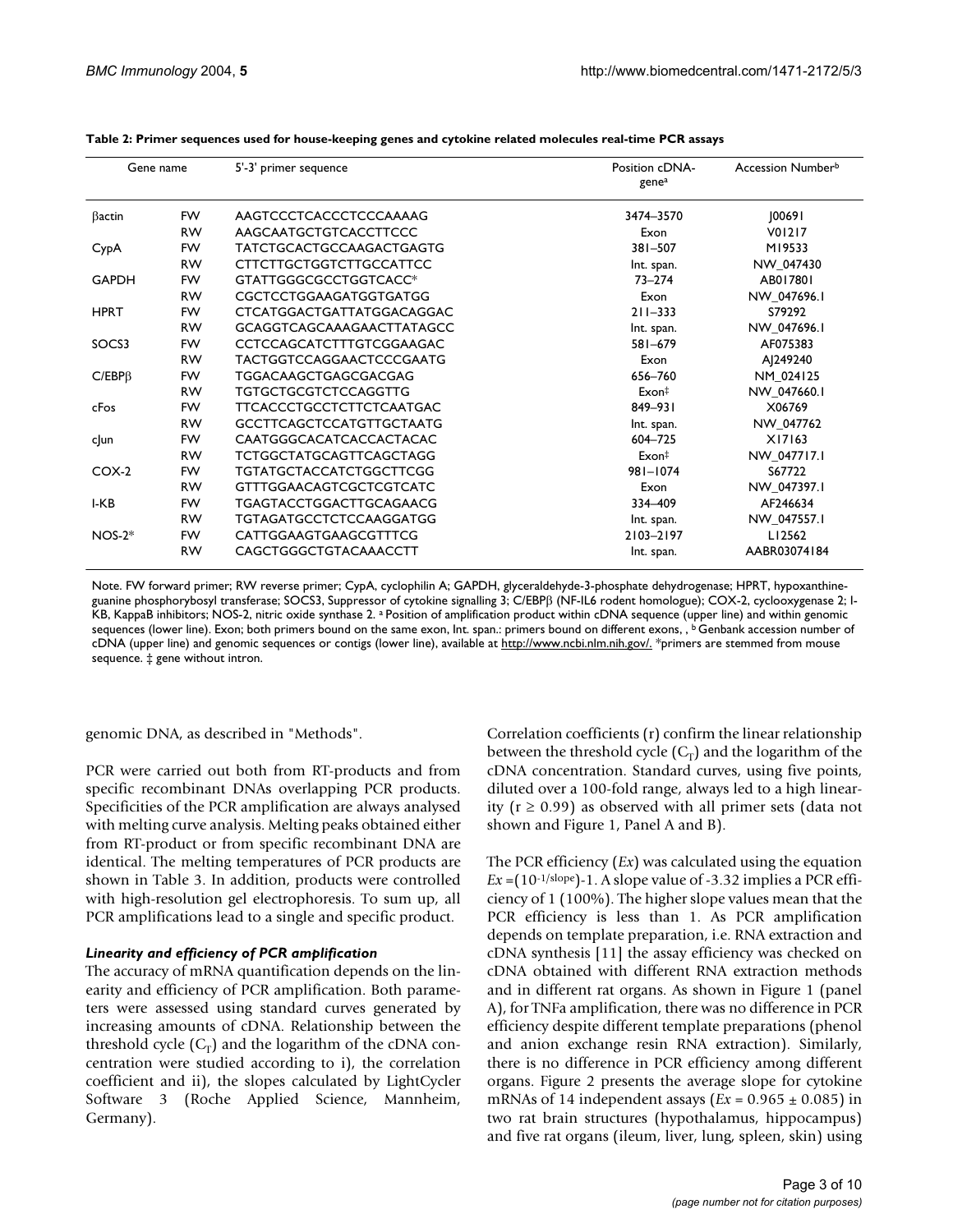**Table 2: Primer sequences used for house-keeping genes and cytokine related molecules real-time PCR assays**

| Gene name | | 5'-3' primer sequence | Position cDNA-gene[a] | Accession Number[b] |
|---|---|---|---|---|
| βactin | FW | AAGTCCCTCACCCTCCCAAAAG | 3474–3570 | J00691 |
| | RW | AAGCAATGCTGTCACCTTCCC | Exon | V01217 |
| CypA | FW | TATCTGCACTGCCAAGACTGAGTG | 381–507 | M19533 |
| | RW | CTTCTTGCTGGTCTTGCCATTCC | Int. span. | NW_047430 |
| GAPDH | FW | GTATTGGGCGCCTGGTCACC* | 73–274 | AB017801 |
| | RW | CGCTCCTGGAAGATGGTGATGG | Exon | NW_047696.1 |
| HPRT | FW | CTCATGGACTGATTATGGACAGGAC | 211–333 | S79292 |
| | RW | GCAGGTCAGCAAAGAACTTATAGCC | Int. span. | NW_047696.1 |
| SOCS3 | FW | CCTCCAGCATCTTTGTCGGAAGAC | 581–679 | AF075383 |
| | RW | TACTGGTCCAGGAACTCCCGAATG | Exon | AJ249240 |
| C/EBPβ | FW | TGGACAAGCTGAGCGACGAG | 656–760 | NM_024125 |
| | RW | TGTGCTGCGTCTCCAGGTTG | Exon‡ | NW_047660.1 |
| cFos | FW | TTCACCCTGCCTCTTCTCAATGAC | 849–931 | X06769 |
| | RW | GCCTTCAGCTCCATGTTGCTAATG | Int. span. | NW_047762 |
| cJun | FW | CAATGGGCACATCACCACTACAC | 604–725 | X17163 |
| | RW | TCTGGCTATGCAGTTCAGCTAGG | Exon‡ | NW_047717.1 |
| COX-2 | FW | TGTATGCTACCATCTGGCTTCGG | 981–1074 | S67722 |
| | RW | GTTTGGAACAGTCGCTCGTCATC | Exon | NW_047397.1 |
| I-KB | FW | TGAGTACCTGGACTTGCAGAACG | 334–409 | AF246634 |
| | RW | TGTAGATGCCTCTCCAAGGATGG | Int. span. | NW_047557.1 |
| NOS-2* | FW | CATTGGAAGTGAAGCGTTTCG | 2103–2197 | L12562 |
| | RW | CAGCTGGGCTGTACAAACCTT | Int. span. | AABR03074184 |

Note. FW forward primer; RW reverse primer; CypA, cyclophilin A; GAPDH, glyceraldehyde-3-phosphate dehydrogenase; HPRT, hypoxanthine-guanine phosphorybosyl transferase; SOCS3, Suppressor of cytokine signalling 3; C/EBPβ (NF-IL6 rodent homologue); COX-2, cyclooxygenase 2; I-KB, KappaB inhibitors; NOS-2, nitric oxide synthase 2. [a] Position of amplification product within cDNA sequence (upper line) and within genomic sequences (lower line). Exon; both primers bound on the same exon, Int. span.: primers bound on different exons, , [b] Genbank accession number of cDNA (upper line) and genomic sequences or contigs (lower line), available at http://www.ncbi.nlm.nih.gov/. *primers are stemmed from mouse sequence. ‡ gene without intron.

genomic DNA, as described in "Methods".

PCR were carried out both from RT-products and from specific recombinant DNAs overlapping PCR products. Specificities of the PCR amplification are always analysed with melting curve analysis. Melting peaks obtained either from RT-product or from specific recombinant DNA are identical. The melting temperatures of PCR products are shown in Table 3. In addition, products were controlled with high-resolution gel electrophoresis. To sum up, all PCR amplifications lead to a single and specific product.

### *Linearity and efficiency of PCR amplification*

The accuracy of mRNA quantification depends on the linearity and efficiency of PCR amplification. Both parameters were assessed using standard curves generated by increasing amounts of cDNA. Relationship between the threshold cycle ($C_T$) and the logarithm of the cDNA concentration were studied according to i), the correlation coefficient and ii), the slopes calculated by LightCycler Software 3 (Roche Applied Science, Mannheim, Germany).

Correlation coefficients (r) confirm the linear relationship between the threshold cycle ($C_T$) and the logarithm of the cDNA concentration. Standard curves, using five points, diluted over a 100-fold range, always led to a high linearity ($r \geq 0.99$) as observed with all primer sets (data not shown and Figure 1, Panel A and B).

The PCR efficiency (*Ex*) was calculated using the equation $Ex = (10^{-1/\text{slope}})-1$. A slope value of -3.32 implies a PCR efficiency of 1 (100%). The higher slope values mean that the PCR efficiency is less than 1. As PCR amplification depends on template preparation, i.e. RNA extraction and cDNA synthesis [11] the assay efficiency was checked on cDNA obtained with different RNA extraction methods and in different rat organs. As shown in Figure 1 (panel A), for TNFa amplification, there was no difference in PCR efficiency despite different template preparations (phenol and anion exchange resin RNA extraction). Similarly, there is no difference in PCR efficiency among different organs. Figure 2 presents the average slope for cytokine mRNAs of 14 independent assays ($Ex = 0.965 \pm 0.085$) in two rat brain structures (hypothalamus, hippocampus) and five rat organs (ileum, liver, lung, spleen, skin) using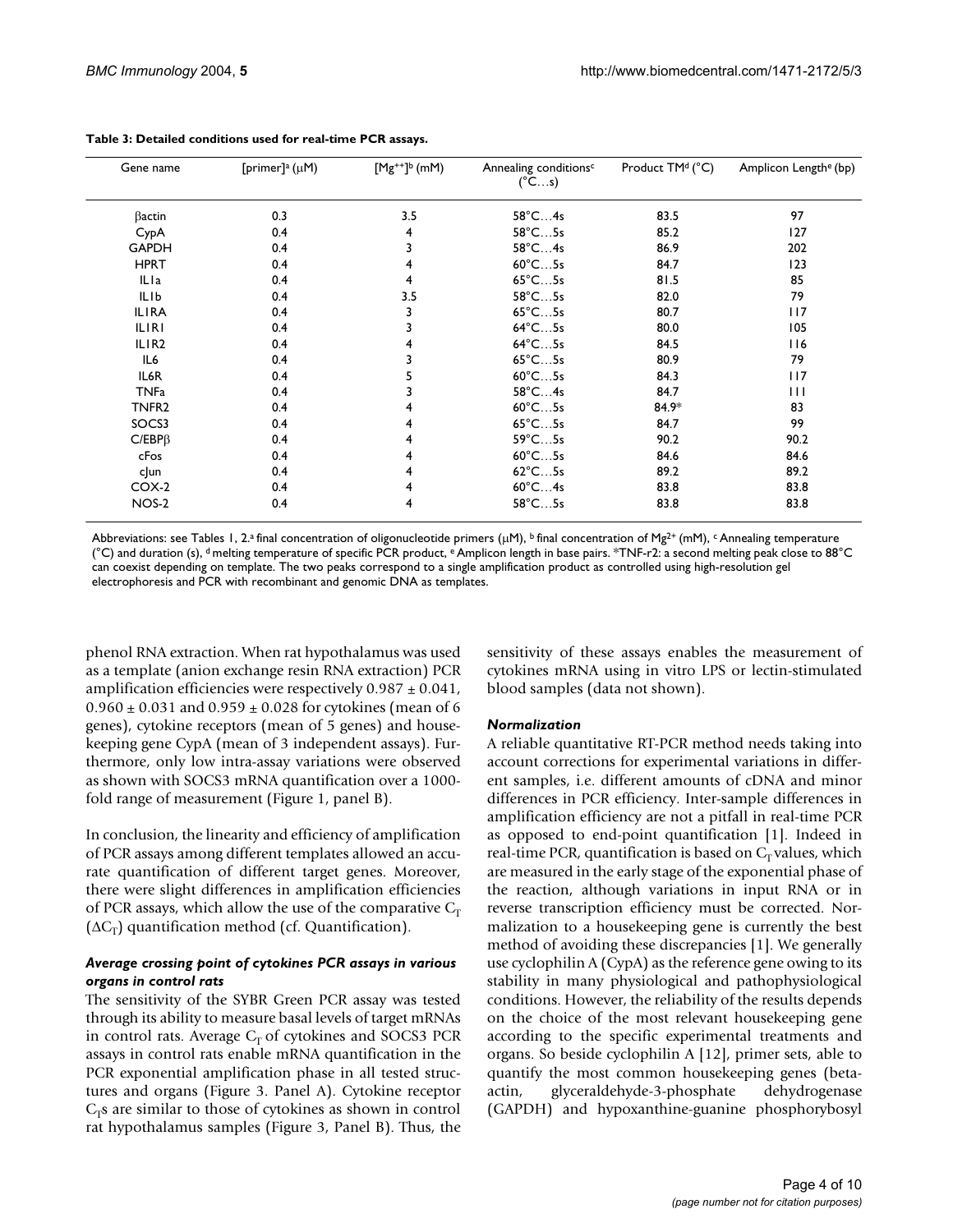**Table 3: Detailed conditions used for real-time PCR assays.**

| Gene name | [primer][a] (μM) | [$Mg^{++}$][b] (mM) | Annealing conditions[c] (°C...s) | Product TM[d] (°C) | Amplicon Length[e] (bp) |
|---|---|---|---|---|---|
| βactin | 0.3 | 3.5 | 58°C...4s | 83.5 | 97 |
| CypA | 0.4 | 4 | 58°C...5s | 85.2 | 127 |
| GAPDH | 0.4 | 3 | 58°C...4s | 86.9 | 202 |
| HPRT | 0.4 | 4 | 60°C...5s | 84.7 | 123 |
| IL1a | 0.4 | 4 | 65°C...5s | 81.5 | 85 |
| IL1b | 0.4 | 3.5 | 58°C...5s | 82.0 | 79 |
| IL1RA | 0.4 | 3 | 65°C...5s | 80.7 | 117 |
| IL1R1 | 0.4 | 3 | 64°C...5s | 80.0 | 105 |
| IL1R2 | 0.4 | 4 | 64°C...5s | 84.5 | 116 |
| IL6 | 0.4 | 3 | 65°C...5s | 80.9 | 79 |
| IL6R | 0.4 | 5 | 60°C...5s | 84.3 | 117 |
| TNFa | 0.4 | 3 | 58°C...4s | 84.7 | 111 |
| TNFR2 | 0.4 | 4 | 60°C...5s | 84.9* | 83 |
| SOCS3 | 0.4 | 4 | 65°C...5s | 84.7 | 99 |
| C/EBPβ | 0.4 | 4 | 59°C...5s | 90.2 | 90.2 |
| cFos | 0.4 | 4 | 60°C...5s | 84.6 | 84.6 |
| cJun | 0.4 | 4 | 62°C...5s | 89.2 | 89.2 |
| COX-2 | 0.4 | 4 | 60°C...4s | 83.8 | 83.8 |
| NOS-2 | 0.4 | 4 | 58°C...5s | 83.8 | 83.8 |

Abbreviations: see Tables 1, 2.[a] final concentration of oligonucleotide primers (μM), [b] final concentration of $Mg^{2+}$ (mM), [c] Annealing temperature (°C) and duration (s), [d] melting temperature of specific PCR product, [e] Amplicon length in base pairs. *TNF-r2: a second melting peak close to 88°C can coexist depending on template. The two peaks correspond to a single amplification product as controlled using high-resolution gel electrophoresis and PCR with recombinant and genomic DNA as templates.

phenol RNA extraction. When rat hypothalamus was used as a template (anion exchange resin RNA extraction) PCR amplification efficiencies were respectively 0.987 ± 0.041, 0.960 ± 0.031 and 0.959 ± 0.028 for cytokines (mean of 6 genes), cytokine receptors (mean of 5 genes) and housekeeping gene CypA (mean of 3 independent assays). Furthermore, only low intra-assay variations were observed as shown with SOCS3 mRNA quantification over a 1000-fold range of measurement (Figure 1, panel B).

In conclusion, the linearity and efficiency of amplification of PCR assays among different templates allowed an accurate quantification of different target genes. Moreover, there were slight differences in amplification efficiencies of PCR assays, which allow the use of the comparative $C_T$ ($\Delta C_T$) quantification method (cf. Quantification).

### *Average crossing point of cytokines PCR assays in various organs in control rats*

The sensitivity of the SYBR Green PCR assay was tested through its ability to measure basal levels of target mRNAs in control rats. Average $C_T$ of cytokines and SOCS3 PCR assays in control rats enable mRNA quantification in the PCR exponential amplification phase in all tested structures and organs (Figure 3. Panel A). Cytokine receptor $C_T$s are similar to those of cytokines as shown in control rat hypothalamus samples (Figure 3, Panel B). Thus, the sensitivity of these assays enables the measurement of cytokines mRNA using in vitro LPS or lectin-stimulated blood samples (data not shown).

### *Normalization*

A reliable quantitative RT-PCR method needs taking into account corrections for experimental variations in different samples, i.e. different amounts of cDNA and minor differences in PCR efficiency. Inter-sample differences in amplification efficiency are not a pitfall in real-time PCR as opposed to end-point quantification [1]. Indeed in real-time PCR, quantification is based on $C_T$ values, which are measured in the early stage of the exponential phase of the reaction, although variations in input RNA or in reverse transcription efficiency must be corrected. Normalization to a housekeeping gene is currently the best method of avoiding these discrepancies [1]. We generally use cyclophilin A (CypA) as the reference gene owing to its stability in many physiological and pathophysiological conditions. However, the reliability of the results depends on the choice of the most relevant housekeeping gene according to the specific experimental treatments and organs. So beside cyclophilin A [12], primer sets, able to quantify the most common housekeeping genes (beta-actin, glyceraldehyde-3-phosphate dehydrogenase (GAPDH) and hypoxanthine-guanine phosphorybosyl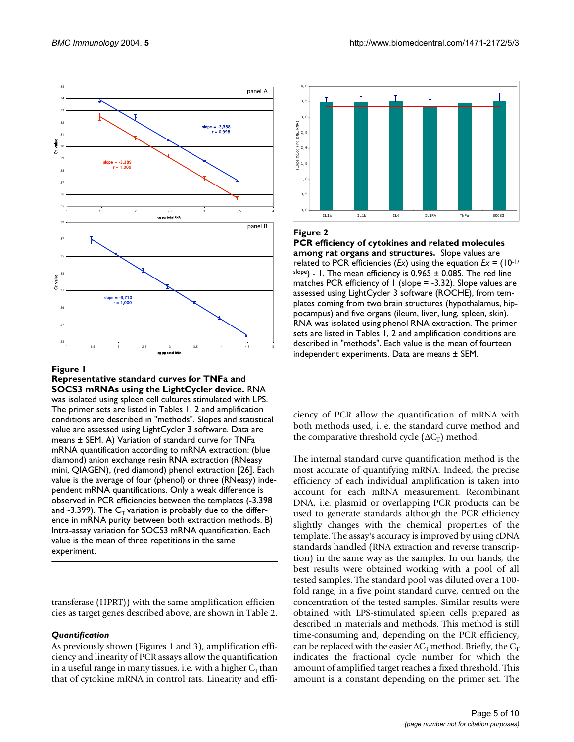**Figure 1**

**Representative standard curves for TNFa and SOCS3 mRNAs using the LightCycler device.** RNA was isolated using spleen cell cultures stimulated with LPS. The primer sets are listed in Tables 1, 2 and amplification conditions are described in "methods". Slopes and statistical value are assessed using LightCycler 3 software. Data are means ± SEM. A) Variation of standard curve for TNFa mRNA quantification according to mRNA extraction: (blue diamond) anion exchange resin RNA extraction (RNeasy mini, QIAGEN), (red diamond) phenol extraction [26]. Each value is the average of four (phenol) or three (RNeasy) independent mRNA quantifications. Only a weak difference is observed in PCR efficiencies between the templates (-3.398 and -3.399). The $C_T$ variation is probably due to the difference in mRNA purity between both extraction methods. B) Intra-assay variation for SOCS3 mRNA quantification. Each value is the mean of three repetitions in the same experiment.

**Figure 2**

**PCR efficiency of cytokines and related molecules among rat organs and structures.** Slope values are related to PCR efficiencies (*Ex*) using the equation $Ex = (10^{-1/slope}) - 1$. The mean efficiency is 0.965 ± 0.085. The red line matches PCR efficiency of 1 (slope = -3.32). Slope values are assessed using LightCycler 3 software (ROCHE), from templates coming from two brain structures (hypothalamus, hippocampus) and five organs (ileum, liver, lung, spleen, skin). RNA was isolated using phenol RNA extraction. The primer sets are listed in Tables 1, 2 and amplification conditions are described in "methods". Each value is the mean of fourteen independent experiments. Data are means ± SEM.

transferase (HPRT)) with the same amplification efficiencies as target genes described above, are shown in Table 2.

### *Quantification*

As previously shown (Figures 1 and 3), amplification efficiency and linearity of PCR assays allow the quantification in a useful range in many tissues, i.e. with a higher $C_T$ than that of cytokine mRNA in control rats. Linearity and efficiency of PCR allow the quantification of mRNA with both methods used, i. e. the standard curve method and the comparative threshold cycle ($\Delta C_T$) method.

The internal standard curve quantification method is the most accurate of quantifying mRNA. Indeed, the precise efficiency of each individual amplification is taken into account for each mRNA measurement. Recombinant DNA, i.e. plasmid or overlapping PCR products can be used to generate standards although the PCR efficiency slightly changes with the chemical properties of the template. The assay's accuracy is improved by using cDNA standards handled (RNA extraction and reverse transcription) in the same way as the samples. In our hands, the best results were obtained working with a pool of all tested samples. The standard pool was diluted over a 100-fold range, in a five point standard curve, centred on the concentration of the tested samples. Similar results were obtained with LPS-stimulated spleen cells prepared as described in materials and methods. This method is still time-consuming and, depending on the PCR efficiency, can be replaced with the easier $\Delta C_T$ method. Briefly, the $C_T$ indicates the fractional cycle number for which the amount of amplified target reaches a fixed threshold. This amount is a constant depending on the primer set. The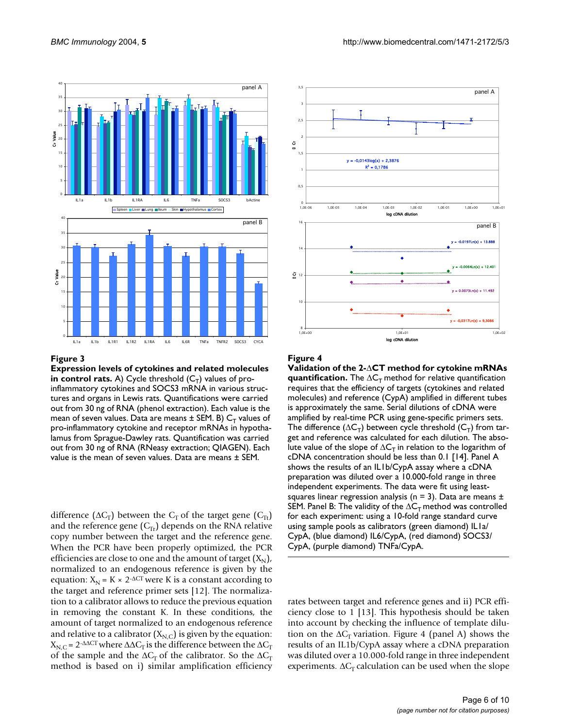**Figure 3**

**Expression levels of cytokines and related molecules in control rats.** A) Cycle threshold ($C_T$) values of pro-inflammatory cytokines and SOCS3 mRNA in various structures and organs in Lewis rats. Quantifications were carried out from 30 ng of RNA (phenol extraction). Each value is the mean of seven values. Data are means ± SEM. B) $C_T$ values of pro-inflammatory cytokine and receptor mRNAs in hypothalamus from Sprague-Dawley rats. Quantification was carried out from 30 ng of RNA (RNeasy extraction; QIAGEN). Each value is the mean of seven values. Data are means ± SEM.

**Figure 4**

**Validation of the 2-ΔCT method for cytokine mRNAs quantification.** The $\Delta C_T$ method for relative quantification requires that the efficiency of targets (cytokines and related molecules) and reference (CypA) amplified in different tubes is approximately the same. Serial dilutions of cDNA were amplified by real-time PCR using gene-specific primers sets. The difference ($\Delta C_T$) between cycle threshold ($C_T$) from target and reference was calculated for each dilution. The absolute value of the slope of $\Delta C_T$ in relation to the logarithm of cDNA concentration should be less than 0.1 [14]. Panel A shows the results of an IL1b/CypA assay where a cDNA preparation was diluted over a 10.000-fold range in three independent experiments. The data were fit using least-squares linear regression analysis (n = 3). Data are means ± SEM. Panel B: The validity of the $\Delta C_T$ method was controlled for each experiment: using a 10-fold range standard curve using sample pools as calibrators (green diamond) IL1a/CypA, (blue diamond) IL6/CypA, (red diamond) SOCS3/CypA, (purple diamond) TNFa/CypA.

difference ($\Delta C_T$) between the $C_T$ of the target gene ($C_{Tt}$) and the reference gene ($C_{Tr}$) depends on the RNA relative copy number between the target and the reference gene. When the PCR have been properly optimized, the PCR efficiencies are close to one and the amount of target ($X_N$), normalized to an endogenous reference is given by the equation: $X_N = K \times 2^{-\Delta CT}$ were K is a constant according to the target and reference primer sets [12]. The normalization to a calibrator allows to reduce the previous equation in removing the constant K. In these conditions, the amount of target normalized to an endogenous reference and relative to a calibrator ($X_{N,C}$) is given by the equation: $X_{N,C} = 2^{-\Delta\Delta CT}$ where $\Delta\Delta C_T$ is the difference between the $\Delta C_T$ of the sample and the $\Delta C_T$ of the calibrator. So the $\Delta C_T$ method is based on i) similar amplification efficiency rates between target and reference genes and ii) PCR efficiency close to 1 [13]. This hypothesis should be taken into account by checking the influence of template dilution on the $\Delta C_T$ variation. Figure 4 (panel A) shows the results of an IL1b/CypA assay where a cDNA preparation was diluted over a 10.000-fold range in three independent experiments. $\Delta C_T$ calculation can be used when the slope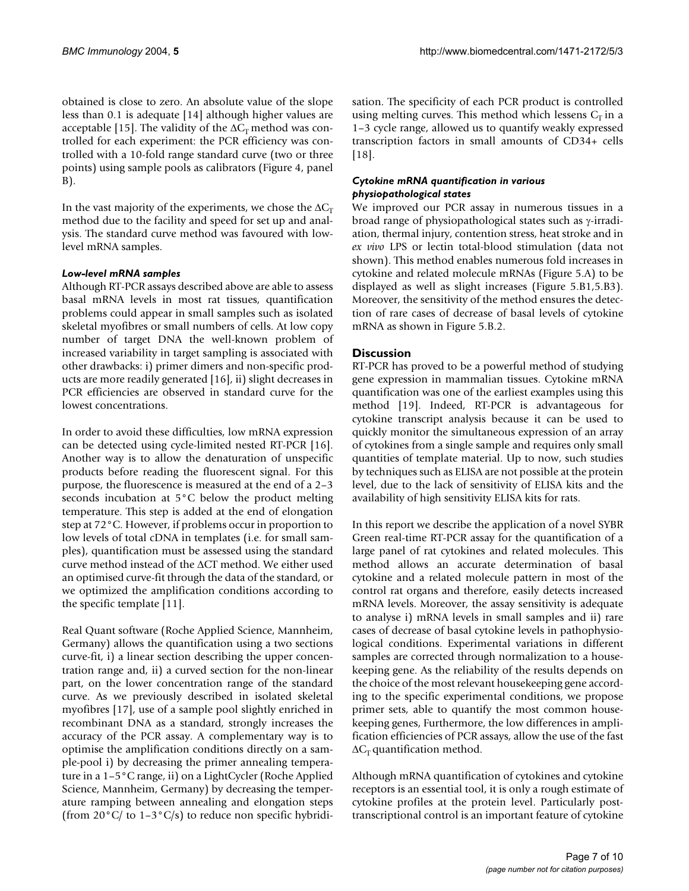obtained is close to zero. An absolute value of the slope less than 0.1 is adequate [14] although higher values are acceptable [15]. The validity of the $\Delta C_T$ method was controlled for each experiment: the PCR efficiency was controlled with a 10-fold range standard curve (two or three points) using sample pools as calibrators (Figure 4, panel B).

In the vast majority of the experiments, we chose the $\Delta C_T$ method due to the facility and speed for set up and analysis. The standard curve method was favoured with low-level mRNA samples.

### *Low-level mRNA samples*

Although RT-PCR assays described above are able to assess basal mRNA levels in most rat tissues, quantification problems could appear in small samples such as isolated skeletal myofibres or small numbers of cells. At low copy number of target DNA the well-known problem of increased variability in target sampling is associated with other drawbacks: i) primer dimers and non-specific products are more readily generated [16], ii) slight decreases in PCR efficiencies are observed in standard curve for the lowest concentrations.

In order to avoid these difficulties, low mRNA expression can be detected using cycle-limited nested RT-PCR [16]. Another way is to allow the denaturation of unspecific products before reading the fluorescent signal. For this purpose, the fluorescence is measured at the end of a 2–3 seconds incubation at 5°C below the product melting temperature. This step is added at the end of elongation step at 72°C. However, if problems occur in proportion to low levels of total cDNA in templates (i.e. for small samples), quantification must be assessed using the standard curve method instead of the ΔCT method. We either used an optimised curve-fit through the data of the standard, or we optimized the amplification conditions according to the specific template [11].

Real Quant software (Roche Applied Science, Mannheim, Germany) allows the quantification using a two sections curve-fit, i) a linear section describing the upper concentration range and, ii) a curved section for the non-linear part, on the lower concentration range of the standard curve. As we previously described in isolated skeletal myofibres [17], use of a sample pool slightly enriched in recombinant DNA as a standard, strongly increases the accuracy of the PCR assay. A complementary way is to optimise the amplification conditions directly on a sample-pool i) by decreasing the primer annealing temperature in a 1–5°C range, ii) on a LightCycler (Roche Applied Science, Mannheim, Germany) by decreasing the temperature ramping between annealing and elongation steps (from 20°C/ to 1–3°C/s) to reduce non specific hybridisation. The specificity of each PCR product is controlled using melting curves. This method which lessens $C_T$ in a 1–3 cycle range, allowed us to quantify weakly expressed transcription factors in small amounts of CD34+ cells [18].

### *Cytokine mRNA quantification in various physiopathological states*

We improved our PCR assay in numerous tissues in a broad range of physiopathological states such as γ-irradiation, thermal injury, contention stress, heat stroke and in *ex vivo* LPS or lectin total-blood stimulation (data not shown). This method enables numerous fold increases in cytokine and related molecule mRNAs (Figure 5.A) to be displayed as well as slight increases (Figure 5.B1,5.B3). Moreover, the sensitivity of the method ensures the detection of rare cases of decrease of basal levels of cytokine mRNA as shown in Figure 5.B.2.

## Discussion

RT-PCR has proved to be a powerful method of studying gene expression in mammalian tissues. Cytokine mRNA quantification was one of the earliest examples using this method [19]. Indeed, RT-PCR is advantageous for cytokine transcript analysis because it can be used to quickly monitor the simultaneous expression of an array of cytokines from a single sample and requires only small quantities of template material. Up to now, such studies by techniques such as ELISA are not possible at the protein level, due to the lack of sensitivity of ELISA kits and the availability of high sensitivity ELISA kits for rats.

In this report we describe the application of a novel SYBR Green real-time RT-PCR assay for the quantification of a large panel of rat cytokines and related molecules. This method allows an accurate determination of basal cytokine and a related molecule pattern in most of the control rat organs and therefore, easily detects increased mRNA levels. Moreover, the assay sensitivity is adequate to analyse i) mRNA levels in small samples and ii) rare cases of decrease of basal cytokine levels in pathophysiological conditions. Experimental variations in different samples are corrected through normalization to a housekeeping gene. As the reliability of the results depends on the choice of the most relevant housekeeping gene according to the specific experimental conditions, we propose primer sets, able to quantify the most common housekeeping genes, Furthermore, the low differences in amplification efficiencies of PCR assays, allow the use of the fast $\Delta C_T$ quantification method.

Although mRNA quantification of cytokines and cytokine receptors is an essential tool, it is only a rough estimate of cytokine profiles at the protein level. Particularly post-transcriptional control is an important feature of cytokine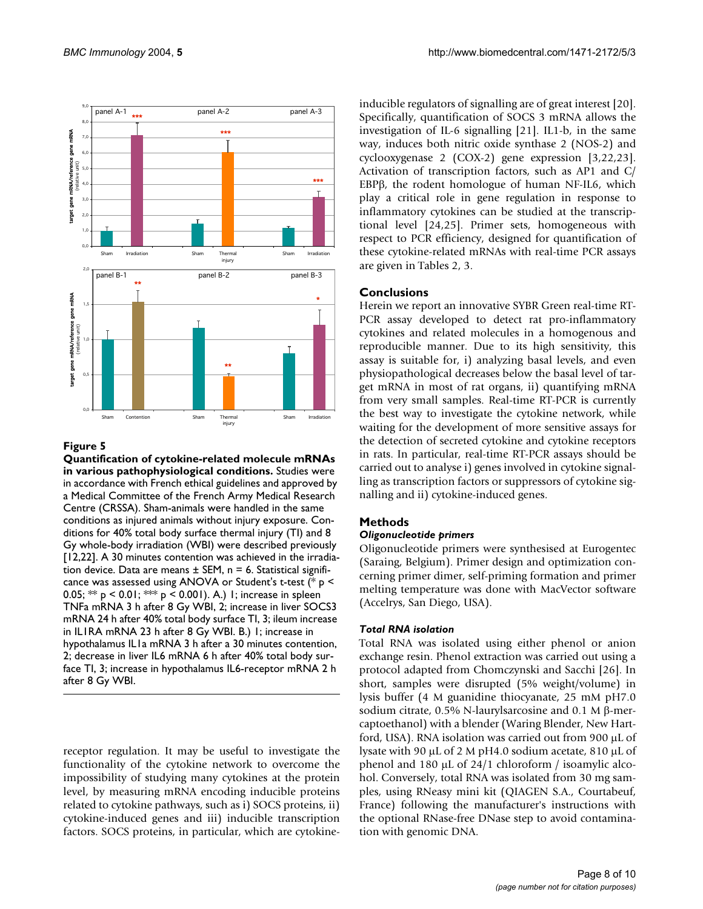**Figure 5**

**Quantification of cytokine-related molecule mRNAs in various pathophysiological conditions.** Studies were in accordance with French ethical guidelines and approved by a Medical Committee of the French Army Medical Research Centre (CRSSA). Sham-animals were handled in the same conditions as injured animals without injury exposure. Conditions for 40% total body surface thermal injury (TI) and 8 Gy whole-body irradiation (WBI) were described previously [12,22]. A 30 minutes contention was achieved in the irradiation device. Data are means ± SEM, n = 6. Statistical significance was assessed using ANOVA or Student's t-test (* $p < 0.05$; ** $p < 0.01$; *** $p < 0.001$). A.) 1; increase in spleen TNFa mRNA 3 h after 8 Gy WBI, 2; increase in liver SOCS3 mRNA 24 h after 40% total body surface TI, 3; ileum increase in IL1RA mRNA 23 h after 8 Gy WBI. B.) 1; increase in hypothalamus IL1a mRNA 3 h after a 30 minutes contention, 2; decrease in liver IL6 mRNA 6 h after 40% total body surface TI, 3; increase in hypothalamus IL6-receptor mRNA 2 h after 8 Gy WBI.

receptor regulation. It may be useful to investigate the functionality of the cytokine network to overcome the impossibility of studying many cytokines at the protein level, by measuring mRNA encoding inducible proteins related to cytokine pathways, such as i) SOCS proteins, ii) cytokine-induced genes and iii) inducible transcription factors. SOCS proteins, in particular, which are cytokine-inducible regulators of signalling are of great interest [20]. Specifically, quantification of SOCS 3 mRNA allows the investigation of IL-6 signalling [21]. IL1-b, in the same way, induces both nitric oxide synthase 2 (NOS-2) and cyclooxygenase 2 (COX-2) gene expression [3,22,23]. Activation of transcription factors, such as AP1 and C/EBPβ, the rodent homologue of human NF-IL6, which play a critical role in gene regulation in response to inflammatory cytokines can be studied at the transcriptional level [24,25]. Primer sets, homogeneous with respect to PCR efficiency, designed for quantification of these cytokine-related mRNAs with real-time PCR assays are given in Tables 2, 3.

## Conclusions

Herein we report an innovative SYBR Green real-time RT-PCR assay developed to detect rat pro-inflammatory cytokines and related molecules in a homogenous and reproducible manner. Due to its high sensitivity, this assay is suitable for, i) analyzing basal levels, and even physiopathological decreases below the basal level of target mRNA in most of rat organs, ii) quantifying mRNA from very small samples. Real-time RT-PCR is currently the best way to investigate the cytokine network, while waiting for the development of more sensitive assays for the detection of secreted cytokine and cytokine receptors in rats. In particular, real-time RT-PCR assays should be carried out to analyse i) genes involved in cytokine signalling as transcription factors or suppressors of cytokine signalling and ii) cytokine-induced genes.

## Methods

### *Oligonucleotide primers*

Oligonucleotide primers were synthesised at Eurogentec (Saraing, Belgium). Primer design and optimization concerning primer dimer, self-priming formation and primer melting temperature was done with MacVector software (Accelrys, San Diego, USA).

### *Total RNA isolation*

Total RNA was isolated using either phenol or anion exchange resin. Phenol extraction was carried out using a protocol adapted from Chomczynski and Sacchi [26]. In short, samples were disrupted (5% weight/volume) in lysis buffer (4 M guanidine thiocyanate, 25 mM pH7.0 sodium citrate, 0.5% N-laurylsarcosine and 0.1 M β-mercaptoethanol) with a blender (Waring Blender, New Hartford, USA). RNA isolation was carried out from 900 μL of lysate with 90 μL of 2 M pH4.0 sodium acetate, 810 μL of phenol and 180 μL of 24/1 chloroform / isoamylic alcohol. Conversely, total RNA was isolated from 30 mg samples, using RNeasy mini kit (QIAGEN S.A., Courtabeuf, France) following the manufacturer's instructions with the optional RNase-free DNase step to avoid contamination with genomic DNA.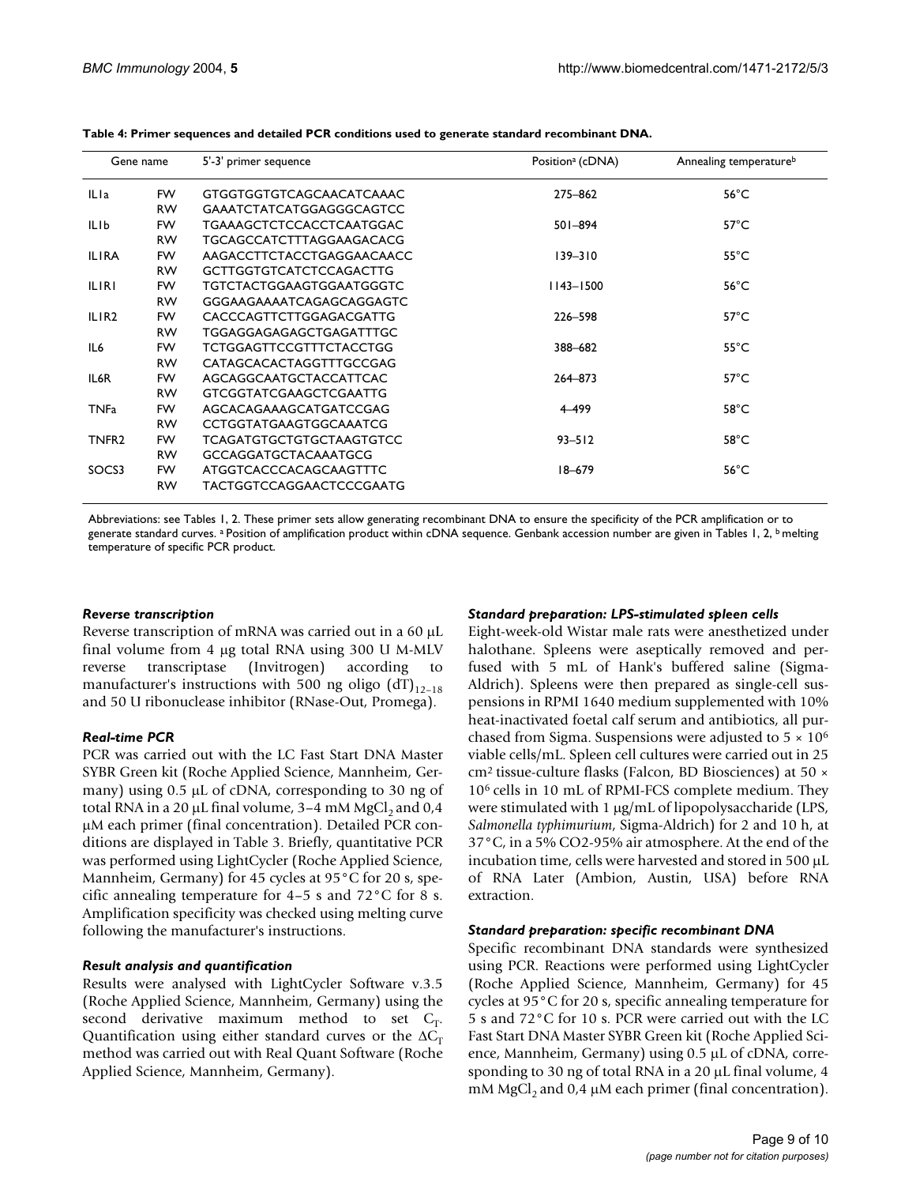**Table 4: Primer sequences and detailed PCR conditions used to generate standard recombinant DNA.**

| Gene name | | 5'-3' primer sequence | Position[a] (cDNA) | Annealing temperature[b] |
|---|---|---|---|---|
| IL1a | FW | GTGGTGGTGTCAGCAACATCAAAC | 275–862 | 56°C |
| | RW | GAAATCTATCATGGAGGGCAGTCC | | |
| IL1b | FW | TGAAAGCTCTCCACCTCAATGGAC | 501–894 | 57°C |
| | RW | TGCAGCCATCTTTAGGAAGACACG | | |
| IL1RA | FW | AAGACCTTCTACCTGAGGAACAACC | 139–310 | 55°C |
| | RW | GCTTGGTGTCATCTCCAGACTTG | | |
| IL1R1 | FW | TGTCTACTGGAAGTGGAATGGGTC | 1143–1500 | 56°C |
| | RW | GGGAAGAAAATCAGAGCAGGAGTC | | |
| IL1R2 | FW | CACCCAGTTCTTGGAGACGATTG | 226–598 | 57°C |
| | RW | TGGAGGAGAGAGCTGAGATTTGC | | |
| IL6 | FW | TCTGGAGTTCCGTTTCTACCTGG | 388–682 | 55°C |
| | RW | CATAGCACACTAGGTTTGCCGAG | | |
| IL6R | FW | AGCAGGCAATGCTACCATTCAC | 264–873 | 57°C |
| | RW | GTCGGTATCGAAGCTCGAATTG | | |
| TNFa | FW | AGCACAGAAAGCATGATCCGAG | 4–499 | 58°C |
| | RW | CCTGGTATGAAGTGGCAAATCG | | |
| TNFR2 | FW | TCAGATGTGCTGTGCTAAGTGTCC | 93–512 | 58°C |
| | RW | GCCAGGATGCTACAAATGCG | | |
| SOCS3 | FW | ATGGTCACCCACAGCAAGTTTC | 18–679 | 56°C |
| | RW | TACTGGTCCAGGAACTCCCGAATG | | |

Abbreviations: see Tables 1, 2. These primer sets allow generating recombinant DNA to ensure the specificity of the PCR amplification or to generate standard curves. [a] Position of amplification product within cDNA sequence. Genbank accession number are given in Tables 1, 2. [b] melting temperature of specific PCR product.

#### *Reverse transcription*

Reverse transcription of mRNA was carried out in a 60 μL final volume from 4 μg total RNA using 300 U M-MLV reverse transcriptase (Invitrogen) according to manufacturer's instructions with 500 ng oligo $(dT)_{12-18}$ and 50 U ribonuclease inhibitor (RNase-Out, Promega).

#### *Real-time PCR*

PCR was carried out with the LC Fast Start DNA Master SYBR Green kit (Roche Applied Science, Mannheim, Germany) using 0.5 μL of cDNA, corresponding to 30 ng of total RNA in a 20 μL final volume, 3–4 mM $MgCl_2$ and 0,4 μM each primer (final concentration). Detailed PCR conditions are displayed in Table 3. Briefly, quantitative PCR was performed using LightCycler (Roche Applied Science, Mannheim, Germany) for 45 cycles at 95°C for 20 s, specific annealing temperature for 4–5 s and 72°C for 8 s. Amplification specificity was checked using melting curve following the manufacturer's instructions.

#### *Result analysis and quantification*

Results were analysed with LightCycler Software v.3.5 (Roche Applied Science, Mannheim, Germany) using the second derivative maximum method to set $C_T$. Quantification using either standard curves or the $\Delta C_T$ method was carried out with Real Quant Software (Roche Applied Science, Mannheim, Germany).

#### *Standard preparation: LPS-stimulated spleen cells*

Eight-week-old Wistar male rats were anesthetized under halothane. Spleens were aseptically removed and perfused with 5 mL of Hank's buffered saline (Sigma-Aldrich). Spleens were then prepared as single-cell suspensions in RPMI 1640 medium supplemented with 10% heat-inactivated foetal calf serum and antibiotics, all purchased from Sigma. Suspensions were adjusted to $5 \times 10^6$ viable cells/mL. Spleen cell cultures were carried out in 25 $cm^2$ tissue-culture flasks (Falcon, BD Biosciences) at $50 \times 10^6$ cells in 10 mL of RPMI-FCS complete medium. They were stimulated with 1 μg/mL of lipopolysaccharide (LPS, *Salmonella typhimurium*, Sigma-Aldrich) for 2 and 10 h, at 37°C, in a 5% CO2-95% air atmosphere. At the end of the incubation time, cells were harvested and stored in 500 μL of RNA Later (Ambion, Austin, USA) before RNA extraction.

#### *Standard preparation: specific recombinant DNA*

Specific recombinant DNA standards were synthesized using PCR. Reactions were performed using LightCycler (Roche Applied Science, Mannheim, Germany) for 45 cycles at 95°C for 20 s, specific annealing temperature for 5 s and 72°C for 10 s. PCR were carried out with the LC Fast Start DNA Master SYBR Green kit (Roche Applied Science, Mannheim, Germany) using 0.5 μL of cDNA, corresponding to 30 ng of total RNA in a 20 μL final volume, 4 mM $MgCl_2$ and 0,4 μM each primer (final concentration).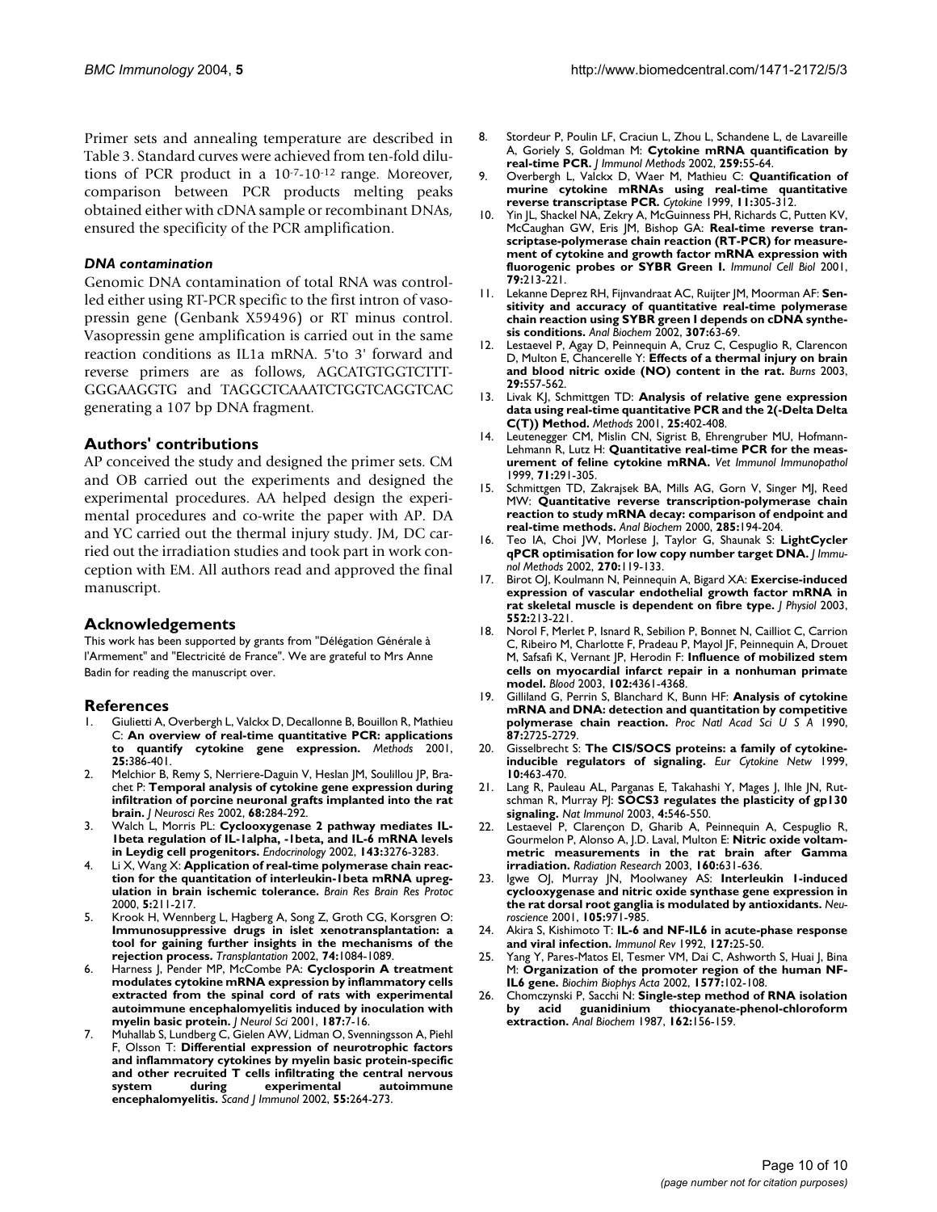Primer sets and annealing temperature are described in Table 3. Standard curves were achieved from ten-fold dilutions of PCR product in a $10^{-7}$-$10^{-12}$ range. Moreover, comparison between PCR products melting peaks obtained either with cDNA sample or recombinant DNAs, ensured the specificity of the PCR amplification.

### *DNA contamination*

Genomic DNA contamination of total RNA was controlled either using RT-PCR specific to the first intron of vasopressin gene (Genbank X59496) or RT minus control. Vasopressin gene amplification is carried out in the same reaction conditions as IL1a mRNA. 5'to 3' forward and reverse primers are as follows, AGCATGTGGTCTTTGGGAAGGTG and TAGGCTCAAATCTGGTCAGGTCAC generating a 107 bp DNA fragment.

## Authors' contributions

AP conceived the study and designed the primer sets. CM and OB carried out the experiments and designed the experimental procedures. AA helped design the experimental procedures and co-write the paper with AP. DA and YC carried out the thermal injury study. JM, DC carried out the irradiation studies and took part in work conception with EM. All authors read and approved the final manuscript.

## Acknowledgements

This work has been supported by grants from "Délégation Générale à l'Armement" and "Electricité de France". We are grateful to Mrs Anne Badin for reading the manuscript over.

## References

1. Giulietti A, Overbergh L, Valckx D, Decallonne B, Bouillon R, Mathieu C: **An overview of real-time quantitative PCR: applications to quantify cytokine gene expression.** *Methods* 2001, **25:**386-401.
2. Melchior B, Remy S, Nerriere-Daguin V, Heslan JM, Soulillou JP, Brachet P: **Temporal analysis of cytokine gene expression during infiltration of porcine neuronal grafts implanted into the rat brain.** *J Neurosci Res* 2002, **68:**284-292.
3. Walch L, Morris PL: **Cyclooxygenase 2 pathway mediates IL-1beta regulation of IL-1alpha, -1beta, and IL-6 mRNA levels in Leydig cell progenitors.** *Endocrinology* 2002, **143:**3276-3283.
4. Li X, Wang X: **Application of real-time polymerase chain reaction for the quantitation of interleukin-1beta mRNA upregulation in brain ischemic tolerance.** *Brain Res Brain Res Protoc* 2000, **5:**211-217.
5. Krook H, Wennberg L, Hagberg A, Song Z, Groth CG, Korsgren O: **Immunosuppressive drugs in islet xenotransplantation: a tool for gaining further insights in the mechanisms of the rejection process.** *Transplantation* 2002, **74:**1084-1089.
6. Harness J, Pender MP, McCombe PA: **Cyclosporin A treatment modulates cytokine mRNA expression by inflammatory cells extracted from the spinal cord of rats with experimental autoimmune encephalomyelitis induced by inoculation with myelin basic protein.** *J Neurol Sci* 2001, **187:**7-16.
7. Muhallab S, Lundberg C, Gielen AW, Lidman O, Svenningsson A, Piehl F, Olsson T: **Differential expression of neurotrophic factors and inflammatory cytokines by myelin basic protein-specific and other recruited T cells infiltrating the central nervous system during experimental autoimmune encephalomyelitis.** *Scand J Immunol* 2002, **55:**264-273.
8. Stordeur P, Poulin LF, Craciun L, Zhou L, Schandene L, de Lavareille A, Goriely S, Goldman M: **Cytokine mRNA quantification by real-time PCR.** *J Immunol Methods* 2002, **259:**55-64.
9. Overbergh L, Valckx D, Waer M, Mathieu C: **Quantification of murine cytokine mRNAs using real-time quantitative reverse transcriptase PCR.** *Cytokine* 1999, **11:**305-312.
10. Yin JL, Shackel NA, Zekry A, McGuinness PH, Richards C, Putten KV, McCaughan GW, Eris JM, Bishop GA: **Real-time reverse transcriptase-polymerase chain reaction (RT-PCR) for measurement of cytokine and growth factor mRNA expression with fluorogenic probes or SYBR Green I.** *Immunol Cell Biol* 2001, **79:**213-221.
11. Lekanne Deprez RH, Fijnvandraat AC, Ruijter JM, Moorman AF: **Sensitivity and accuracy of quantitative real-time polymerase chain reaction using SYBR green I depends on cDNA synthesis conditions.** *Anal Biochem* 2002, **307:**63-69.
12. Lestaevel P, Agay D, Peinnequin A, Cruz C, Cespuglio R, Clarencon D, Multon E, Chancerelle Y: **Effects of a thermal injury on brain and blood nitric oxide (NO) content in the rat.** *Burns* 2003, **29:**557-562.
13. Livak KJ, Schmittgen TD: **Analysis of relative gene expression data using real-time quantitative PCR and the 2(-Delta Delta C(T)) Method.** *Methods* 2001, **25:**402-408.
14. Leutenegger CM, Mislin CN, Sigrist B, Ehrengruber MU, Hofmann-Lehmann R, Lutz H: **Quantitative real-time PCR for the measurement of feline cytokine mRNA.** *Vet Immunol Immunopathol* 1999, **71:**291-305.
15. Schmittgen TD, Zakrajsek BA, Mills AG, Gorn V, Singer MJ, Reed MW: **Quantitative reverse transcription-polymerase chain reaction to study mRNA decay: comparison of endpoint and real-time methods.** *Anal Biochem* 2000, **285:**194-204.
16. Teo IA, Choi JW, Morlese J, Taylor G, Shaunak S: **LightCycler qPCR optimisation for low copy number target DNA.** *J Immunol Methods* 2002, **270:**119-133.
17. Birot OJ, Koulmann N, Peinnequin A, Bigard XA: **Exercise-induced expression of vascular endothelial growth factor mRNA in rat skeletal muscle is dependent on fibre type.** *J Physiol* 2003, **552:**213-221.
18. Norol F, Merlet P, Isnard R, Sebilion P, Bonnet N, Cailliot C, Carrion C, Ribeiro M, Charlotte F, Pradeau P, Mayol JF, Peinnequin A, Drouet M, Safsafi K, Vernant JP, Herodin F: **Influence of mobilized stem cells on myocardial infarct repair in a nonhuman primate model.** *Blood* 2003, **102:**4361-4368.
19. Gilliland G, Perrin S, Blanchard K, Bunn HF: **Analysis of cytokine mRNA and DNA: detection and quantitation by competitive polymerase chain reaction.** *Proc Natl Acad Sci U S A* 1990, **87:**2725-2729.
20. Gisselbrecht S: **The CIS/SOCS proteins: a family of cytokine-inducible regulators of signaling.** *Eur Cytokine Netw* 1999, **10:**463-470.
21. Lang R, Pauleau AL, Parganas E, Takahashi Y, Mages J, Ihle JN, Rutschman R, Murray PJ: **SOCS3 regulates the plasticity of gp130 signaling.** *Nat Immunol* 2003, **4:**546-550.
22. Lestaevel P, Clarençon D, Gharib A, Peinnequin A, Cespuglio R, Gourmelon P, Alonso A, J.D. Laval, Multon E: **Nitric oxide voltammetric measurements in the rat brain after Gamma irradiation.** *Radiation Research* 2003, **160:**631-636.
23. Igwe OJ, Murray JN, Moolwaney AS: **Interleukin 1-induced cyclooxygenase and nitric oxide synthase gene expression in the rat dorsal root ganglia is modulated by antioxidants.** *Neuroscience* 2001, **105:**971-985.
24. Akira S, Kishimoto T: **IL-6 and NF-IL6 in acute-phase response and viral infection.** *Immunol Rev* 1992, **127:**25-50.
25. Yang Y, Pares-Matos EI, Tesmer VM, Dai C, Ashworth S, Huai J, Bina M: **Organization of the promoter region of the human NF-IL6 gene.** *Biochim Biophys Acta* 2002, **1577:**102-108.
26. Chomczynski P, Sacchi N: **Single-step method of RNA isolation by acid guanidinium thiocyanate-phenol-chloroform extraction.** *Anal Biochem* 1987, **162:**156-159.